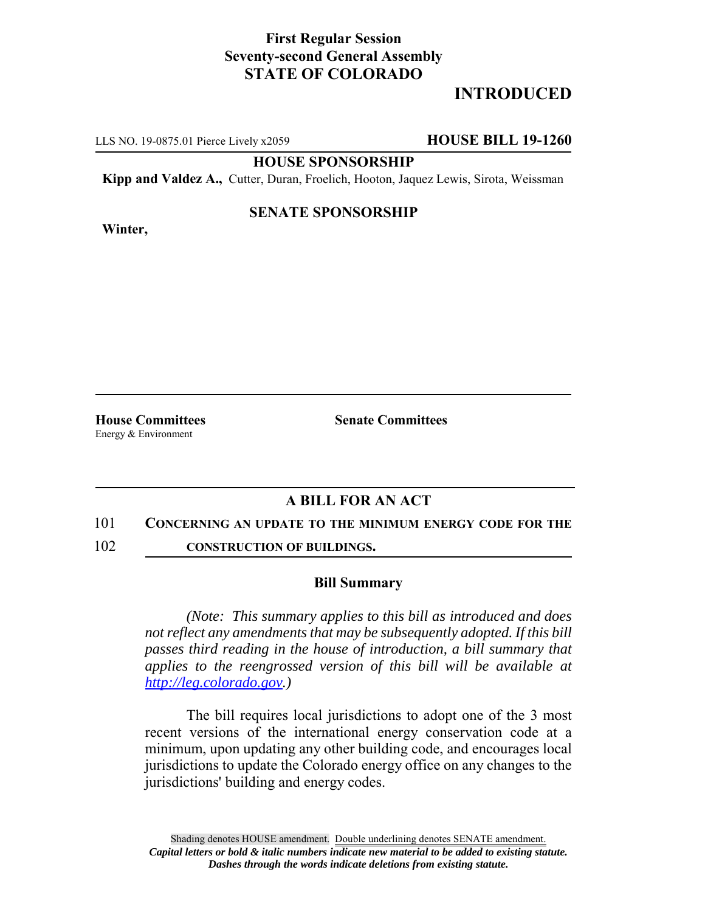**First Regular Session**
**Seventy-second General Assembly**
**STATE OF COLORADO**

**INTRODUCED**

LLS NO. 19-0875.01 Pierce Lively x2059 **HOUSE BILL 19-1260**

**HOUSE SPONSORSHIP**

**Kipp and Valdez A.,** Cutter, Duran, Froelich, Hooton, Jaquez Lewis, Sirota, Weissman

**SENATE SPONSORSHIP**

**Winter,**

**House Committees**
Energy & Environment

**Senate Committees**

## A BILL FOR AN ACT

101 **CONCERNING AN UPDATE TO THE MINIMUM ENERGY CODE FOR THE**
102 **CONSTRUCTION OF BUILDINGS.**

### Bill Summary

*(Note: This summary applies to this bill as introduced and does not reflect any amendments that may be subsequently adopted. If this bill passes third reading in the house of introduction, a bill summary that applies to the reengrossed version of this bill will be available at http://leg.colorado.gov.)*

The bill requires local jurisdictions to adopt one of the 3 most recent versions of the international energy conservation code at a minimum, upon updating any other building code, and encourages local jurisdictions to update the Colorado energy office on any changes to the jurisdictions' building and energy codes.

Shading denotes HOUSE amendment. Double underlining denotes SENATE amendment.
***Capital letters or bold & italic numbers indicate new material to be added to existing statute.***
***Dashes through the words indicate deletions from existing statute.***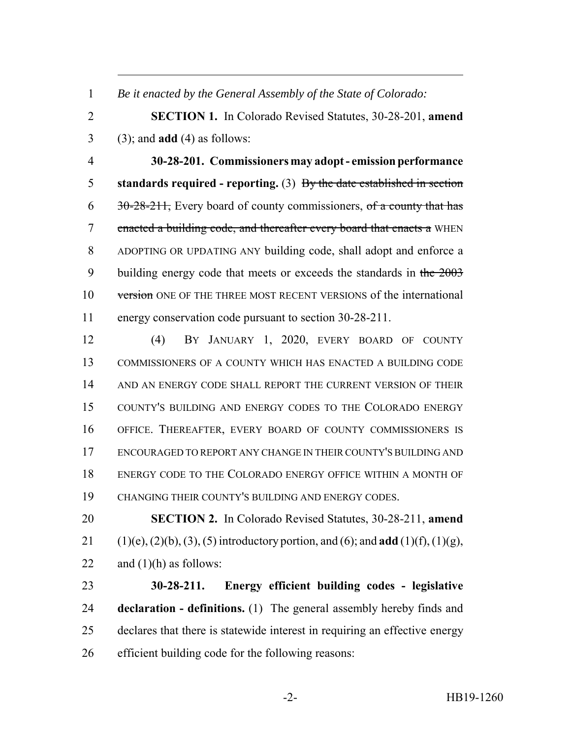*Be it enacted by the General Assembly of the State of Colorado:*

**SECTION 1.** In Colorado Revised Statutes, 30-28-201, **amend** (3); and **add** (4) as follows:

**30-28-201. Commissioners may adopt - emission performance standards required - reporting.** (3) ~~By the date established in section 30-28-211,~~ Every board of county commissioners, ~~of a county that has enacted a building code, and thereafter every board that enacts a~~ WHEN ADOPTING OR UPDATING ANY building code, shall adopt and enforce a building energy code that meets or exceeds the standards in ~~the 2003 version~~ ONE OF THE THREE MOST RECENT VERSIONS of the international energy conservation code pursuant to section 30-28-211.

(4) BY JANUARY 1, 2020, EVERY BOARD OF COUNTY COMMISSIONERS OF A COUNTY WHICH HAS ENACTED A BUILDING CODE AND AN ENERGY CODE SHALL REPORT THE CURRENT VERSION OF THEIR COUNTY'S BUILDING AND ENERGY CODES TO THE COLORADO ENERGY OFFICE. THEREAFTER, EVERY BOARD OF COUNTY COMMISSIONERS IS ENCOURAGED TO REPORT ANY CHANGE IN THEIR COUNTY'S BUILDING AND ENERGY CODE TO THE COLORADO ENERGY OFFICE WITHIN A MONTH OF CHANGING THEIR COUNTY'S BUILDING AND ENERGY CODES.

**SECTION 2.** In Colorado Revised Statutes, 30-28-211, **amend** (1)(e), (2)(b), (3), (5) introductory portion, and (6); and **add** (1)(f), (1)(g), and (1)(h) as follows:

**30-28-211. Energy efficient building codes - legislative declaration - definitions.** (1) The general assembly hereby finds and declares that there is statewide interest in requiring an effective energy efficient building code for the following reasons: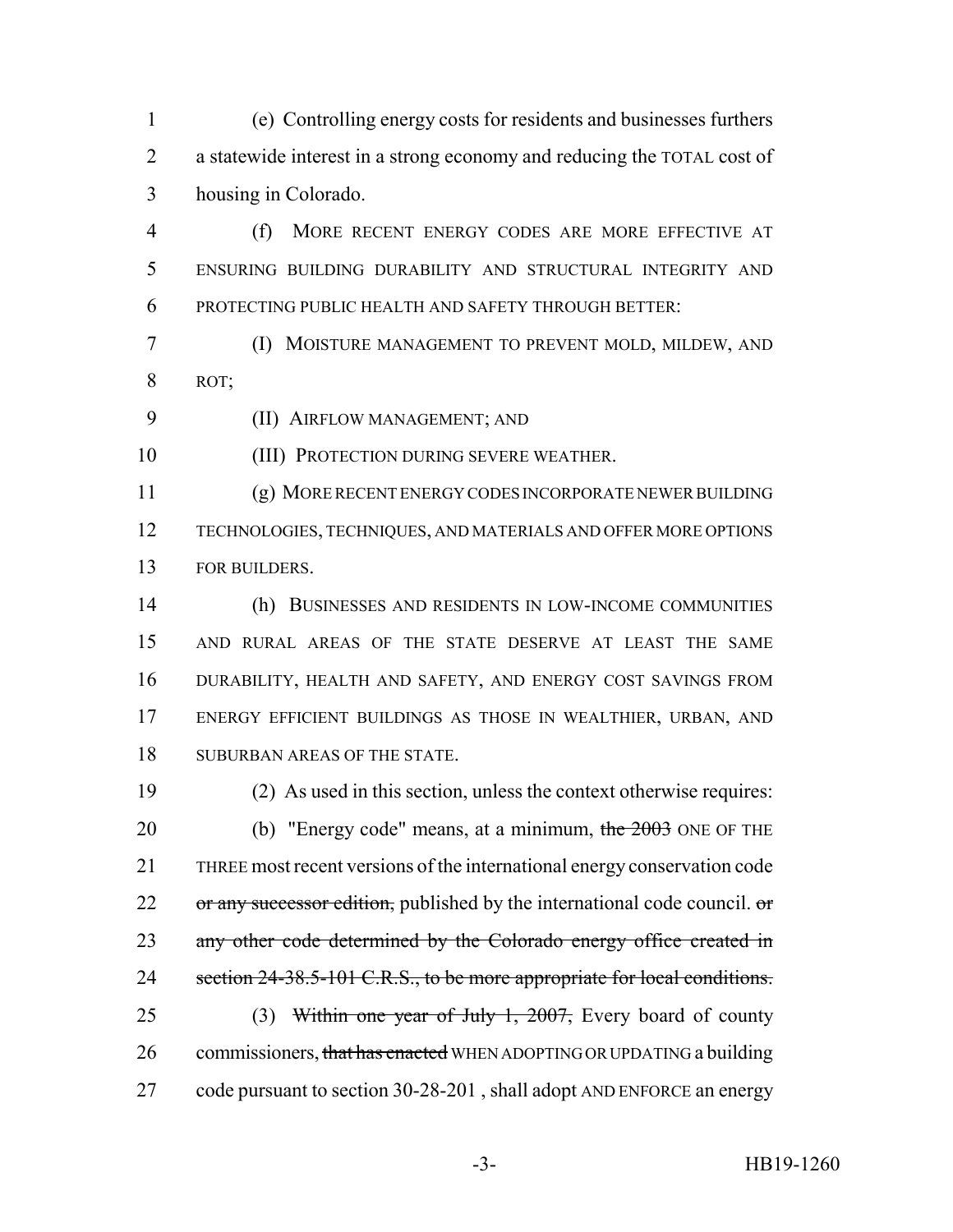(e) Controlling energy costs for residents and businesses furthers a statewide interest in a strong economy and reducing the TOTAL cost of housing in Colorado.

(f) MORE RECENT ENERGY CODES ARE MORE EFFECTIVE AT ENSURING BUILDING DURABILITY AND STRUCTURAL INTEGRITY AND PROTECTING PUBLIC HEALTH AND SAFETY THROUGH BETTER:

(I) MOISTURE MANAGEMENT TO PREVENT MOLD, MILDEW, AND ROT;

(II) AIRFLOW MANAGEMENT; AND

(III) PROTECTION DURING SEVERE WEATHER.

(g) MORE RECENT ENERGY CODES INCORPORATE NEWER BUILDING TECHNOLOGIES, TECHNIQUES, AND MATERIALS AND OFFER MORE OPTIONS FOR BUILDERS.

(h) BUSINESSES AND RESIDENTS IN LOW-INCOME COMMUNITIES AND RURAL AREAS OF THE STATE DESERVE AT LEAST THE SAME DURABILITY, HEALTH AND SAFETY, AND ENERGY COST SAVINGS FROM ENERGY EFFICIENT BUILDINGS AS THOSE IN WEALTHIER, URBAN, AND SUBURBAN AREAS OF THE STATE.

(2) As used in this section, unless the context otherwise requires:

(b) "Energy code" means, at a minimum, ~~the 2003~~ ONE OF THE THREE most recent versions of the international energy conservation code ~~or any successor edition,~~ published by the international code council. ~~or any other code determined by the Colorado energy office created in section 24-38.5-101 C.R.S., to be more appropriate for local conditions.~~

(3) ~~Within one year of July 1, 2007,~~ Every board of county commissioners, ~~that has enacted~~ WHEN ADOPTING OR UPDATING a building code pursuant to section 30-28-201 , shall adopt AND ENFORCE an energy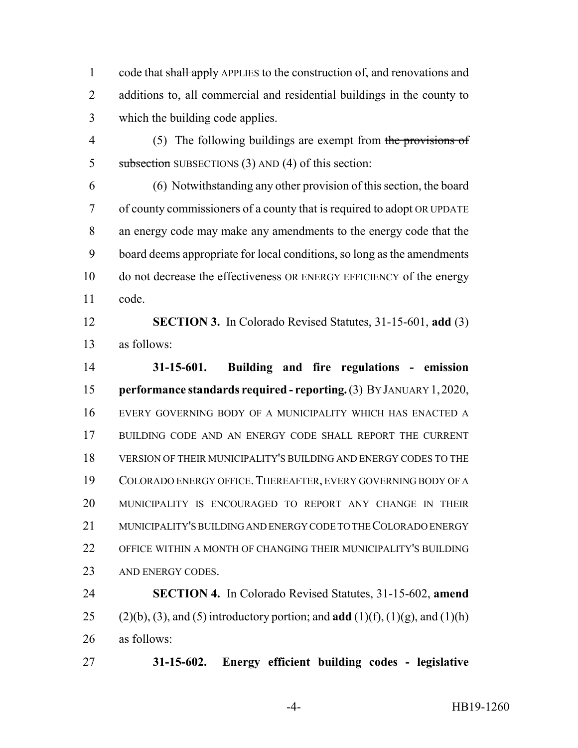code that ~~shall apply~~ APPLIES to the construction of, and renovations and additions to, all commercial and residential buildings in the county to which the building code applies.

(5) The following buildings are exempt from ~~the provisions of subsection~~ SUBSECTIONS (3) AND (4) of this section:

(6) Notwithstanding any other provision of this section, the board of county commissioners of a county that is required to adopt OR UPDATE an energy code may make any amendments to the energy code that the board deems appropriate for local conditions, so long as the amendments do not decrease the effectiveness OR ENERGY EFFICIENCY of the energy code.

**SECTION 3.** In Colorado Revised Statutes, 31-15-601, **add** (3) as follows:

**31-15-601. Building and fire regulations - emission performance standards required - reporting.** (3) BY JANUARY 1, 2020, EVERY GOVERNING BODY OF A MUNICIPALITY WHICH HAS ENACTED A BUILDING CODE AND AN ENERGY CODE SHALL REPORT THE CURRENT VERSION OF THEIR MUNICIPALITY'S BUILDING AND ENERGY CODES TO THE COLORADO ENERGY OFFICE. THEREAFTER, EVERY GOVERNING BODY OF A MUNICIPALITY IS ENCOURAGED TO REPORT ANY CHANGE IN THEIR MUNICIPALITY'S BUILDING AND ENERGY CODE TO THE COLORADO ENERGY OFFICE WITHIN A MONTH OF CHANGING THEIR MUNICIPALITY'S BUILDING AND ENERGY CODES.

**SECTION 4.** In Colorado Revised Statutes, 31-15-602, **amend** (2)(b), (3), and (5) introductory portion; and **add** (1)(f), (1)(g), and (1)(h) as follows:

**31-15-602. Energy efficient building codes - legislative**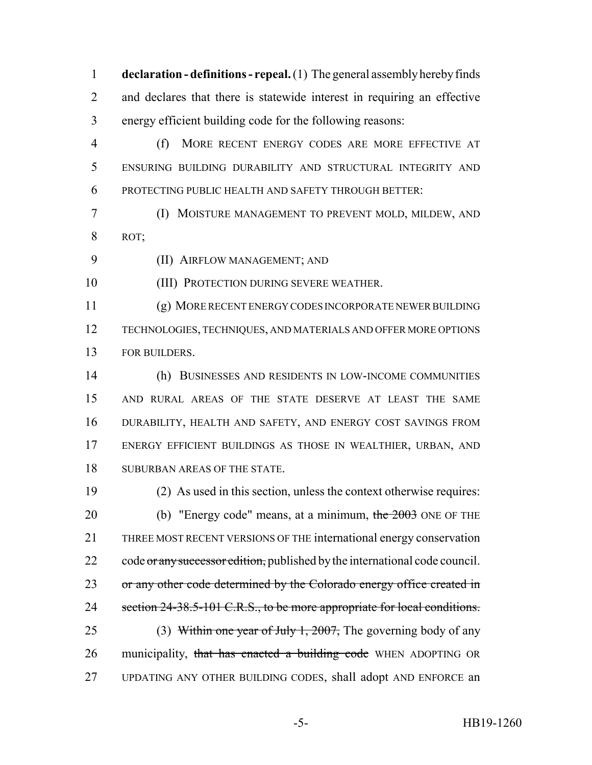**declaration - definitions - repeal.** (1) The general assembly hereby finds and declares that there is statewide interest in requiring an effective energy efficient building code for the following reasons:

(f) MORE RECENT ENERGY CODES ARE MORE EFFECTIVE AT ENSURING BUILDING DURABILITY AND STRUCTURAL INTEGRITY AND PROTECTING PUBLIC HEALTH AND SAFETY THROUGH BETTER:

(I) MOISTURE MANAGEMENT TO PREVENT MOLD, MILDEW, AND ROT;

(II) AIRFLOW MANAGEMENT; AND

(III) PROTECTION DURING SEVERE WEATHER.

(g) MORE RECENT ENERGY CODES INCORPORATE NEWER BUILDING TECHNOLOGIES, TECHNIQUES, AND MATERIALS AND OFFER MORE OPTIONS FOR BUILDERS.

(h) BUSINESSES AND RESIDENTS IN LOW-INCOME COMMUNITIES AND RURAL AREAS OF THE STATE DESERVE AT LEAST THE SAME DURABILITY, HEALTH AND SAFETY, AND ENERGY COST SAVINGS FROM ENERGY EFFICIENT BUILDINGS AS THOSE IN WEALTHIER, URBAN, AND SUBURBAN AREAS OF THE STATE.

(2) As used in this section, unless the context otherwise requires:

(b) "Energy code" means, at a minimum, ~~the 2003~~ ONE OF THE THREE MOST RECENT VERSIONS OF THE international energy conservation code ~~or any successor edition,~~ published by the international code council. ~~or any other code determined by the Colorado energy office created in section 24-38.5-101 C.R.S., to be more appropriate for local conditions.~~

(3) ~~Within one year of July 1, 2007,~~ The governing body of any municipality, ~~that has enacted a building code~~ WHEN ADOPTING OR UPDATING ANY OTHER BUILDING CODES, shall adopt AND ENFORCE an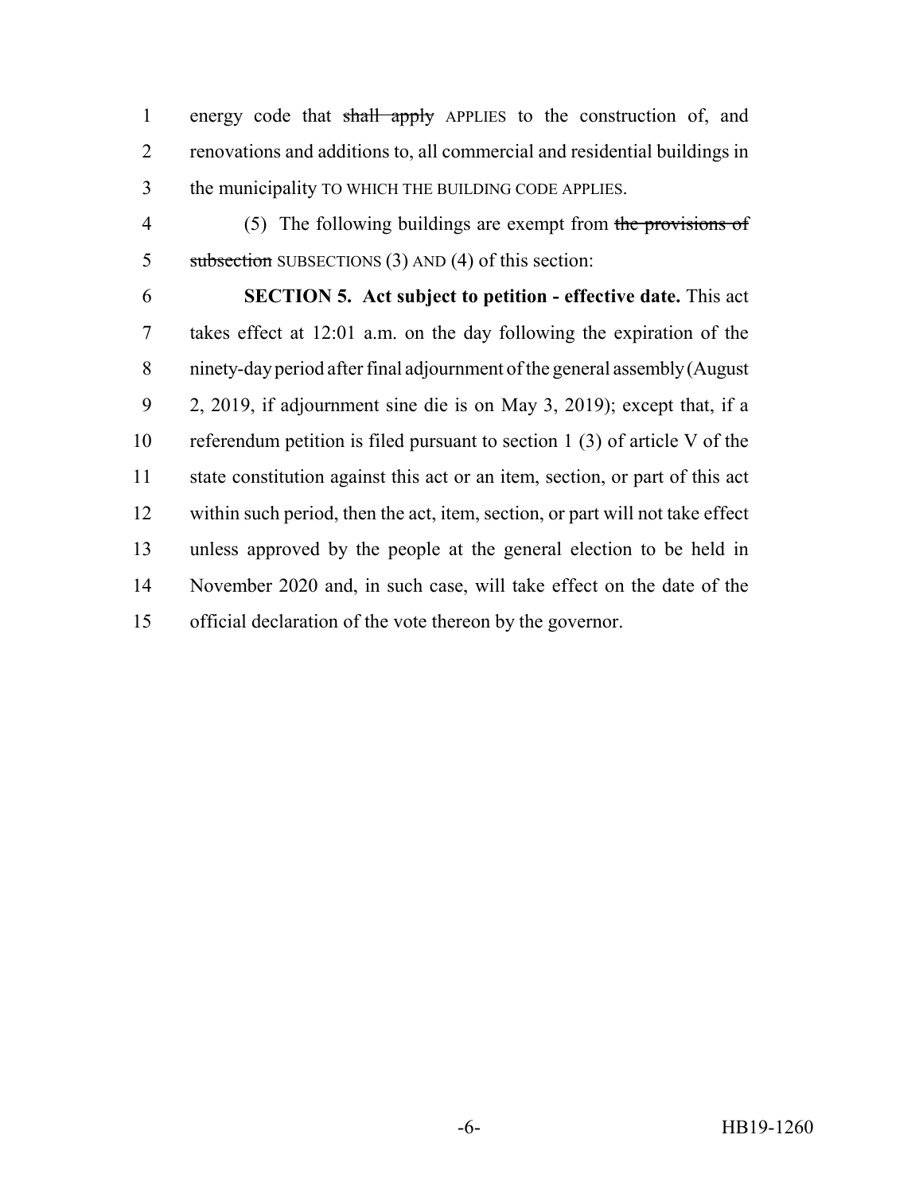energy code that ~~shall apply~~ APPLIES to the construction of, and renovations and additions to, all commercial and residential buildings in the municipality TO WHICH THE BUILDING CODE APPLIES.

(5) The following buildings are exempt from ~~the provisions of subsection~~ SUBSECTIONS (3) AND (4) of this section:

**SECTION 5. Act subject to petition - effective date.** This act takes effect at 12:01 a.m. on the day following the expiration of the ninety-day period after final adjournment of the general assembly (August 2, 2019, if adjournment sine die is on May 3, 2019); except that, if a referendum petition is filed pursuant to section 1 (3) of article V of the state constitution against this act or an item, section, or part of this act within such period, then the act, item, section, or part will not take effect unless approved by the people at the general election to be held in November 2020 and, in such case, will take effect on the date of the official declaration of the vote thereon by the governor.